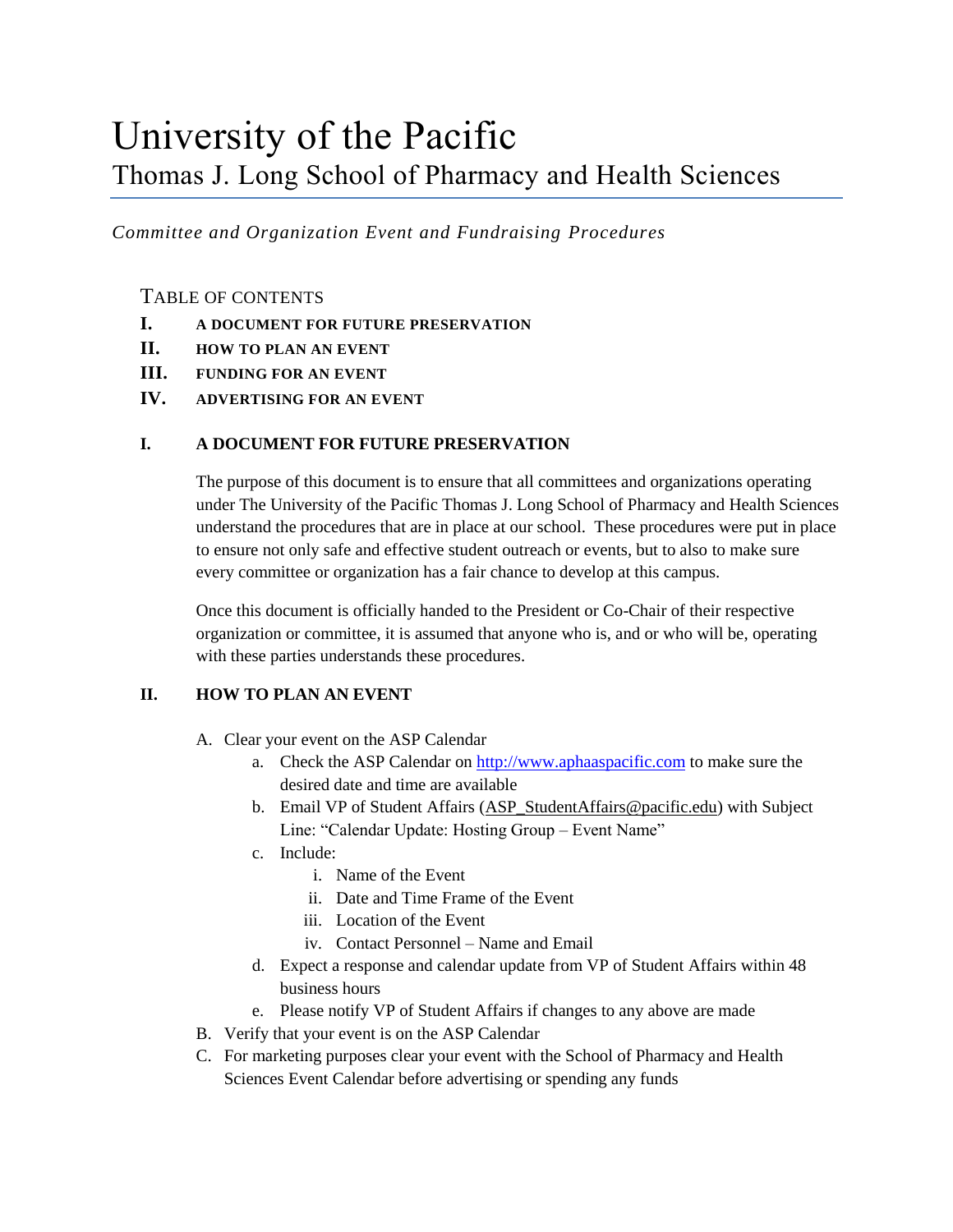# University of the Pacific

## Thomas J. Long School of Pharmacy and Health Sciences

*Committee and Organization Event and Fundraising Procedures*

TABLE OF CONTENTS

- **I. A DOCUMENT FOR FUTURE PRESERVATION**
- **II. HOW TO PLAN AN EVENT**
- **III. FUNDING FOR AN EVENT**
- **IV. ADVERTISING FOR AN EVENT**

### I. A DOCUMENT FOR FUTURE PRESERVATION

The purpose of this document is to ensure that all committees and organizations operating under The University of the Pacific Thomas J. Long School of Pharmacy and Health Sciences understand the procedures that are in place at our school. These procedures were put in place to ensure not only safe and effective student outreach or events, but to also to make sure every committee or organization has a fair chance to develop at this campus.

Once this document is officially handed to the President or Co-Chair of their respective organization or committee, it is assumed that anyone who is, and or who will be, operating with these parties understands these procedures.

### II. HOW TO PLAN AN EVENT

A. Clear your event on the ASP Calendar
   a. Check the ASP Calendar on http://www.aphaaspacific.com to make sure the desired date and time are available
   b. Email VP of Student Affairs (ASP_StudentAffairs@pacific.edu) with Subject Line: "Calendar Update: Hosting Group – Event Name"
   c. Include:
      i. Name of the Event
      ii. Date and Time Frame of the Event
      iii. Location of the Event
      iv. Contact Personnel – Name and Email
   d. Expect a response and calendar update from VP of Student Affairs within 48 business hours
   e. Please notify VP of Student Affairs if changes to any above are made

B. Verify that your event is on the ASP Calendar

C. For marketing purposes clear your event with the School of Pharmacy and Health Sciences Event Calendar before advertising or spending any funds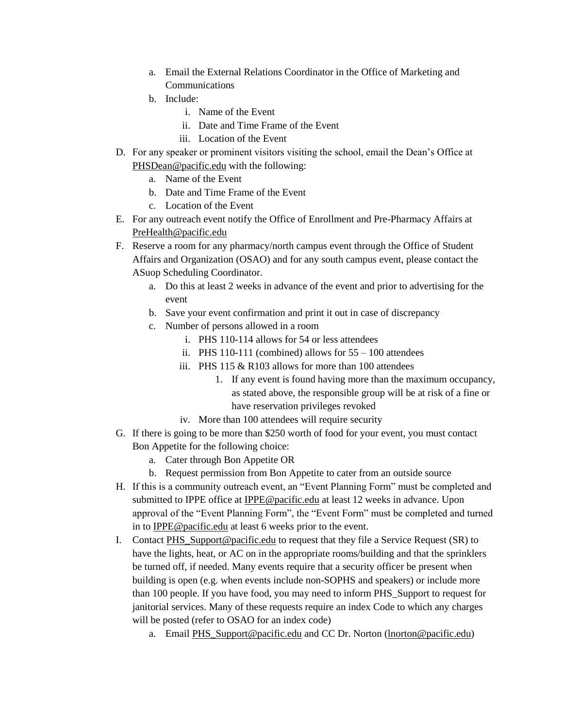a. Email the External Relations Coordinator in the Office of Marketing and Communications
b. Include:
    i. Name of the Event
    ii. Date and Time Frame of the Event
    iii. Location of the Event

D. For any speaker or prominent visitors visiting the school, email the Dean's Office at PHSDean@pacific.edu with the following:
    a. Name of the Event
    b. Date and Time Frame of the Event
    c. Location of the Event

E. For any outreach event notify the Office of Enrollment and Pre-Pharmacy Affairs at PreHealth@pacific.edu

F. Reserve a room for any pharmacy/north campus event through the Office of Student Affairs and Organization (OSAO) and for any south campus event, please contact the ASuop Scheduling Coordinator.
    a. Do this at least 2 weeks in advance of the event and prior to advertising for the event
    b. Save your event confirmation and print it out in case of discrepancy
    c. Number of persons allowed in a room
        i. PHS 110-114 allows for 54 or less attendees
        ii. PHS 110-111 (combined) allows for 55 – 100 attendees
        iii. PHS 115 & R103 allows for more than 100 attendees
            1. If any event is found having more than the maximum occupancy, as stated above, the responsible group will be at risk of a fine or have reservation privileges revoked
        iv. More than 100 attendees will require security

G. If there is going to be more than $250 worth of food for your event, you must contact Bon Appetite for the following choice:
    a. Cater through Bon Appetite OR
    b. Request permission from Bon Appetite to cater from an outside source

H. If this is a community outreach event, an "Event Planning Form" must be completed and submitted to IPPE office at IPPE@pacific.edu at least 12 weeks in advance. Upon approval of the "Event Planning Form", the "Event Form" must be completed and turned in to IPPE@pacific.edu at least 6 weeks prior to the event.

I. Contact PHS_Support@pacific.edu to request that they file a Service Request (SR) to have the lights, heat, or AC on in the appropriate rooms/building and that the sprinklers be turned off, if needed. Many events require that a security officer be present when building is open (e.g. when events include non-SOPHS and speakers) or include more than 100 people. If you have food, you may need to inform PHS_Support to request for janitorial services. Many of these requests require an index Code to which any charges will be posted (refer to OSAO for an index code)
    a. Email PHS_Support@pacific.edu and CC Dr. Norton (lnorton@pacific.edu)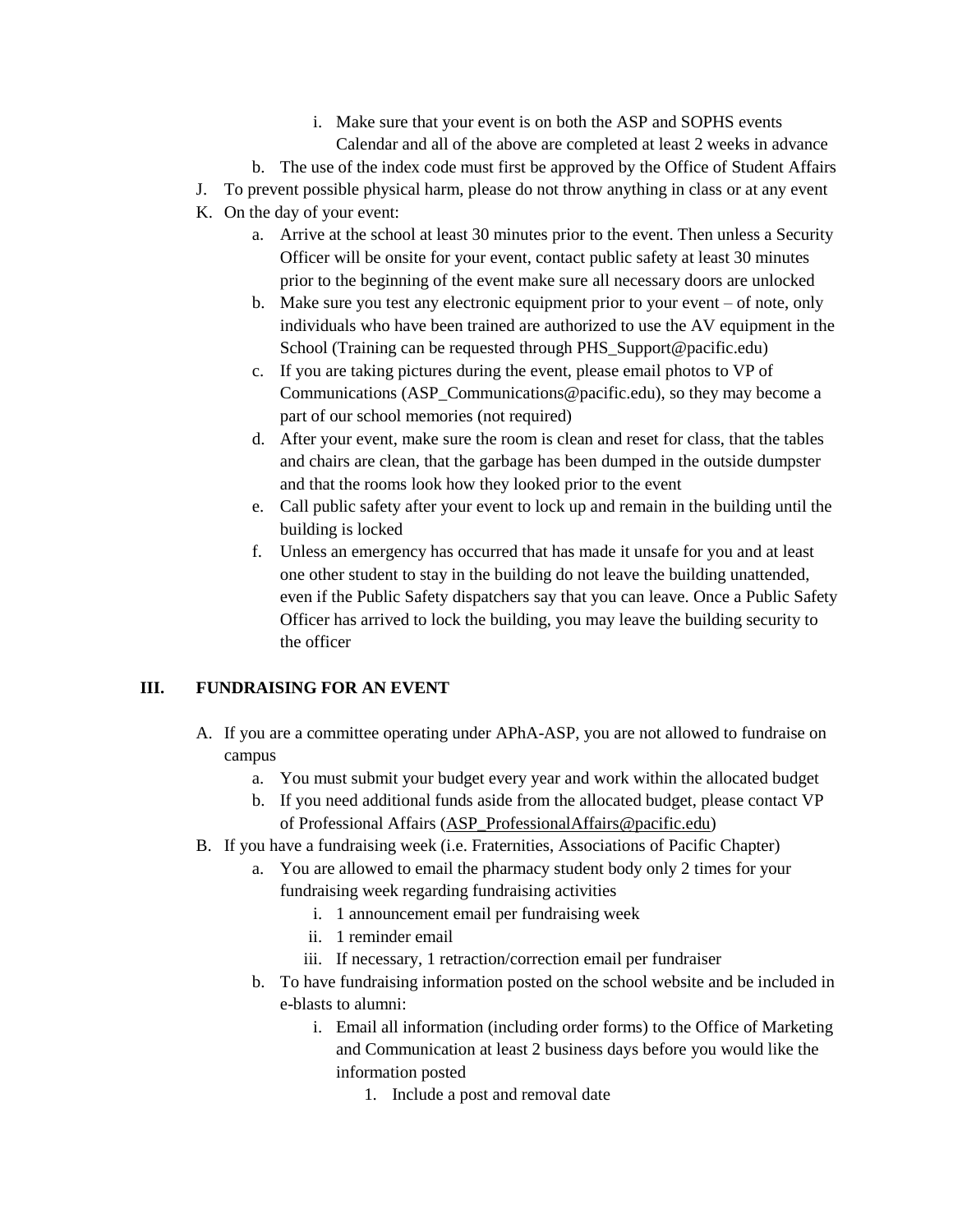i. Make sure that your event is on both the ASP and SOPHS events Calendar and all of the above are completed at least 2 weeks in advance

    b. The use of the index code must first be approved by the Office of Student Affairs

J. To prevent possible physical harm, please do not throw anything in class or at any event

K. On the day of your event:

    a. Arrive at the school at least 30 minutes prior to the event. Then unless a Security Officer will be onsite for your event, contact public safety at least 30 minutes prior to the beginning of the event make sure all necessary doors are unlocked

    b. Make sure you test any electronic equipment prior to your event – of note, only individuals who have been trained are authorized to use the AV equipment in the School (Training can be requested through PHS_Support@pacific.edu)

    c. If you are taking pictures during the event, please email photos to VP of Communications (ASP_Communications@pacific.edu), so they may become a part of our school memories (not required)

    d. After your event, make sure the room is clean and reset for class, that the tables and chairs are clean, that the garbage has been dumped in the outside dumpster and that the rooms look how they looked prior to the event

    e. Call public safety after your event to lock up and remain in the building until the building is locked

    f. Unless an emergency has occurred that has made it unsafe for you and at least one other student to stay in the building do not leave the building unattended, even if the Public Safety dispatchers say that you can leave. Once a Public Safety Officer has arrived to lock the building, you may leave the building security to the officer

## III. FUNDRAISING FOR AN EVENT

A. If you are a committee operating under APhA-ASP, you are not allowed to fundraise on campus

    a. You must submit your budget every year and work within the allocated budget

    b. If you need additional funds aside from the allocated budget, please contact VP of Professional Affairs (ASP_ProfessionalAffairs@pacific.edu)

B. If you have a fundraising week (i.e. Fraternities, Associations of Pacific Chapter)

    a. You are allowed to email the pharmacy student body only 2 times for your fundraising week regarding fundraising activities

        i. 1 announcement email per fundraising week

        ii. 1 reminder email

        iii. If necessary, 1 retraction/correction email per fundraiser

    b. To have fundraising information posted on the school website and be included in e-blasts to alumni:

        i. Email all information (including order forms) to the Office of Marketing and Communication at least 2 business days before you would like the information posted

            1. Include a post and removal date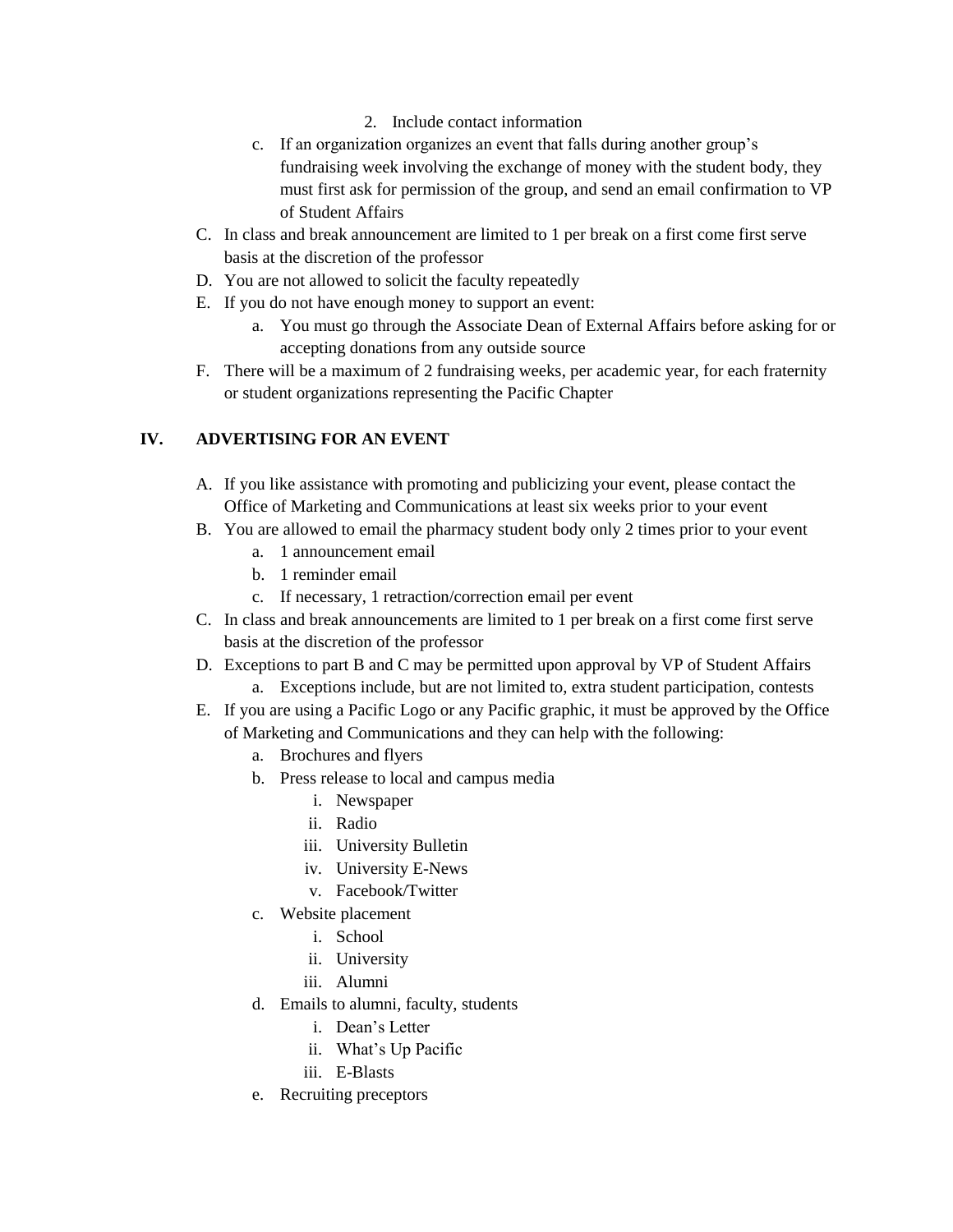2. Include contact information

c. If an organization organizes an event that falls during another group's fundraising week involving the exchange of money with the student body, they must first ask for permission of the group, and send an email confirmation to VP of Student Affairs

C. In class and break announcement are limited to 1 per break on a first come first serve basis at the discretion of the professor

D. You are not allowed to solicit the faculty repeatedly

E. If you do not have enough money to support an event:

   a. You must go through the Associate Dean of External Affairs before asking for or accepting donations from any outside source

F. There will be a maximum of 2 fundraising weeks, per academic year, for each fraternity or student organizations representing the Pacific Chapter

## IV. ADVERTISING FOR AN EVENT

A. If you like assistance with promoting and publicizing your event, please contact the Office of Marketing and Communications at least six weeks prior to your event

B. You are allowed to email the pharmacy student body only 2 times prior to your event

   a. 1 announcement email
   b. 1 reminder email
   c. If necessary, 1 retraction/correction email per event

C. In class and break announcements are limited to 1 per break on a first come first serve basis at the discretion of the professor

D. Exceptions to part B and C may be permitted upon approval by VP of Student Affairs

   a. Exceptions include, but are not limited to, extra student participation, contests

E. If you are using a Pacific Logo or any Pacific graphic, it must be approved by the Office of Marketing and Communications and they can help with the following:

   a. Brochures and flyers
   b. Press release to local and campus media
      i. Newspaper
      ii. Radio
      iii. University Bulletin
      iv. University E-News
      v. Facebook/Twitter
   c. Website placement
      i. School
      ii. University
      iii. Alumni
   d. Emails to alumni, faculty, students
      i. Dean's Letter
      ii. What's Up Pacific
      iii. E-Blasts
   e. Recruiting preceptors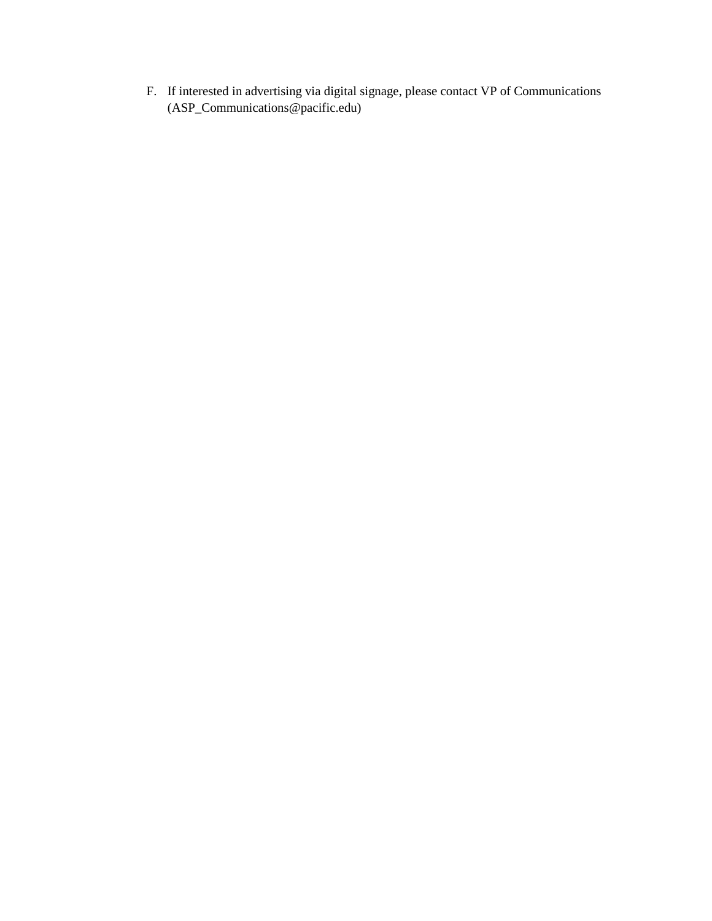F. If interested in advertising via digital signage, please contact VP of Communications (ASP_Communications@pacific.edu)